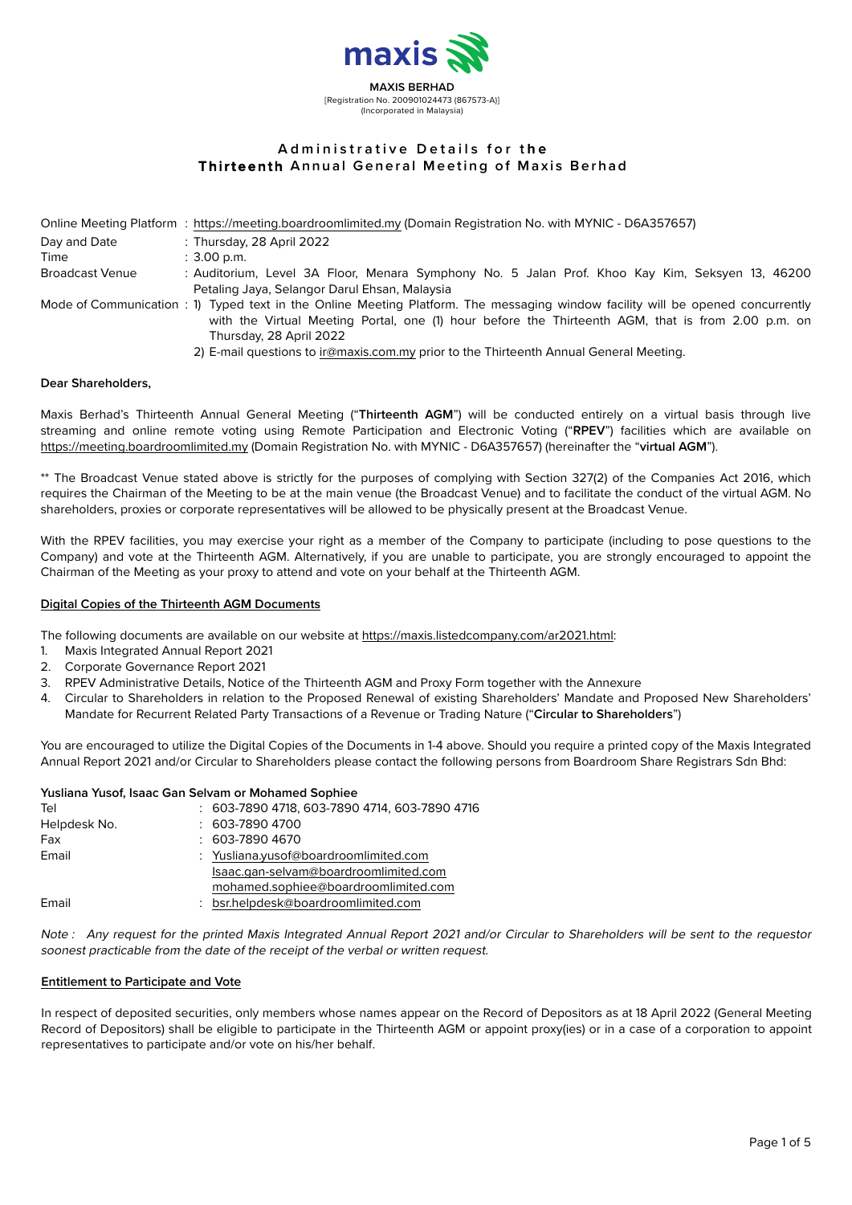**MAXIS BERHAD**
[Registration No. 200901024473 (867573-A)]
(Incorporated in Malaysia)

# Administrative Details for the Thirteenth Annual General Meeting of Maxis Berhad

| | |
|---|---|
| Online Meeting Platform | : https://meeting.boardroomlimited.my (Domain Registration No. with MYNIC - D6A357657) |
| Day and Date | : Thursday, 28 April 2022 |
| Time | : 3.00 p.m. |
| Broadcast Venue | : Auditorium, Level 3A Floor, Menara Symphony No. 5 Jalan Prof. Khoo Kay Kim, Seksyen 13, 46200 Petaling Jaya, Selangor Darul Ehsan, Malaysia |
| Mode of Communication | : 1) Typed text in the Online Meeting Platform. The messaging window facility will be opened concurrently with the Virtual Meeting Portal, one (1) hour before the Thirteenth AGM, that is from 2.00 p.m. on Thursday, 28 April 2022<br>2) E-mail questions to ir@maxis.com.my prior to the Thirteenth Annual General Meeting. |

**Dear Shareholders,**

Maxis Berhad's Thirteenth Annual General Meeting ("**Thirteenth AGM**") will be conducted entirely on a virtual basis through live streaming and online remote voting using Remote Participation and Electronic Voting ("**RPEV**") facilities which are available on https://meeting.boardroomlimited.my (Domain Registration No. with MYNIC - D6A357657) (hereinafter the "**virtual AGM**").

** The Broadcast Venue stated above is strictly for the purposes of complying with Section 327(2) of the Companies Act 2016, which requires the Chairman of the Meeting to be at the main venue (the Broadcast Venue) and to facilitate the conduct of the virtual AGM. No shareholders, proxies or corporate representatives will be allowed to be physically present at the Broadcast Venue.

With the RPEV facilities, you may exercise your right as a member of the Company to participate (including to pose questions to the Company) and vote at the Thirteenth AGM. Alternatively, if you are unable to participate, you are strongly encouraged to appoint the Chairman of the Meeting as your proxy to attend and vote on your behalf at the Thirteenth AGM.

**Digital Copies of the Thirteenth AGM Documents**

The following documents are available on our website at https://maxis.listedcompany.com/ar2021.html:

1. Maxis Integrated Annual Report 2021
2. Corporate Governance Report 2021
3. RPEV Administrative Details, Notice of the Thirteenth AGM and Proxy Form together with the Annexure
4. Circular to Shareholders in relation to the Proposed Renewal of existing Shareholders' Mandate and Proposed New Shareholders' Mandate for Recurrent Related Party Transactions of a Revenue or Trading Nature ("**Circular to Shareholders**")

You are encouraged to utilize the Digital Copies of the Documents in 1-4 above. Should you require a printed copy of the Maxis Integrated Annual Report 2021 and/or Circular to Shareholders please contact the following persons from Boardroom Share Registrars Sdn Bhd:

**Yusliana Yusof, Isaac Gan Selvam or Mohamed Sophiee**

| | |
|---|---|
| Tel | : 603-7890 4718, 603-7890 4714, 603-7890 4716 |
| Helpdesk No. | : 603-7890 4700 |
| Fax | : 603-7890 4670 |
| Email | : Yusliana.yusof@boardroomlimited.com<br>Isaac.gan-selvam@boardroomlimited.com<br>mohamed.sophiee@boardroomlimited.com |
| Email | : bsr.helpdesk@boardroomlimited.com |

*Note : Any request for the printed Maxis Integrated Annual Report 2021 and/or Circular to Shareholders will be sent to the requestor soonest practicable from the date of the receipt of the verbal or written request.*

**Entitlement to Participate and Vote**

In respect of deposited securities, only members whose names appear on the Record of Depositors as at 18 April 2022 (General Meeting Record of Depositors) shall be eligible to participate in the Thirteenth AGM or appoint proxy(ies) or in a case of a corporation to appoint representatives to participate and/or vote on his/her behalf.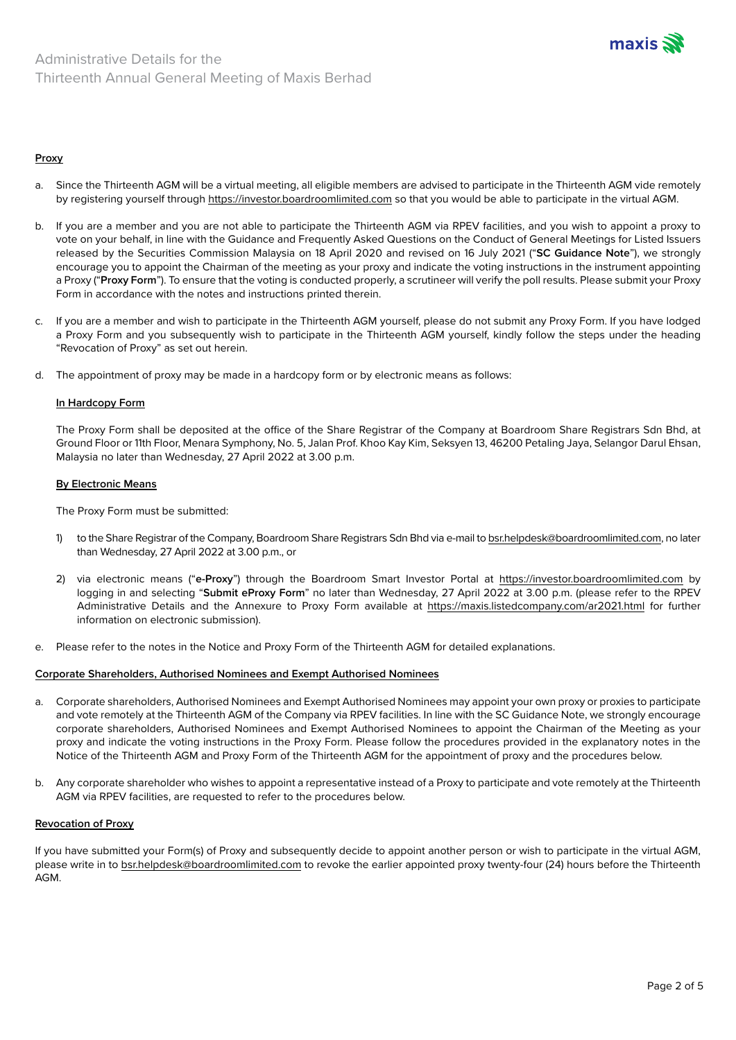## Proxy

a. Since the Thirteenth AGM will be a virtual meeting, all eligible members are advised to participate in the Thirteenth AGM vide remotely by registering yourself through https://investor.boardroomlimited.com so that you would be able to participate in the virtual AGM.

b. If you are a member and you are not able to participate the Thirteenth AGM via RPEV facilities, and you wish to appoint a proxy to vote on your behalf, in line with the Guidance and Frequently Asked Questions on the Conduct of General Meetings for Listed Issuers released by the Securities Commission Malaysia on 18 April 2020 and revised on 16 July 2021 ("**SC Guidance Note**"), we strongly encourage you to appoint the Chairman of the meeting as your proxy and indicate the voting instructions in the instrument appointing a Proxy ("**Proxy Form**"). To ensure that the voting is conducted properly, a scrutineer will verify the poll results. Please submit your Proxy Form in accordance with the notes and instructions printed therein.

c. If you are a member and wish to participate in the Thirteenth AGM yourself, please do not submit any Proxy Form. If you have lodged a Proxy Form and you subsequently wish to participate in the Thirteenth AGM yourself, kindly follow the steps under the heading "Revocation of Proxy" as set out herein.

d. The appointment of proxy may be made in a hardcopy form or by electronic means as follows:

   **In Hardcopy Form**

   The Proxy Form shall be deposited at the office of the Share Registrar of the Company at Boardroom Share Registrars Sdn Bhd, at Ground Floor or 11th Floor, Menara Symphony, No. 5, Jalan Prof. Khoo Kay Kim, Seksyen 13, 46200 Petaling Jaya, Selangor Darul Ehsan, Malaysia no later than Wednesday, 27 April 2022 at 3.00 p.m.

   **By Electronic Means**

   The Proxy Form must be submitted:

   1) to the Share Registrar of the Company, Boardroom Share Registrars Sdn Bhd via e-mail to bsr.helpdesk@boardroomlimited.com, no later than Wednesday, 27 April 2022 at 3.00 p.m., or

   2) via electronic means ("**e-Proxy**") through the Boardroom Smart Investor Portal at https://investor.boardroomlimited.com by logging in and selecting "**Submit eProxy Form**" no later than Wednesday, 27 April 2022 at 3.00 p.m. (please refer to the RPEV Administrative Details and the Annexure to Proxy Form available at https://maxis.listedcompany.com/ar2021.html for further information on electronic submission).

e. Please refer to the notes in the Notice and Proxy Form of the Thirteenth AGM for detailed explanations.

## Corporate Shareholders, Authorised Nominees and Exempt Authorised Nominees

a. Corporate shareholders, Authorised Nominees and Exempt Authorised Nominees may appoint your own proxy or proxies to participate and vote remotely at the Thirteenth AGM of the Company via RPEV facilities. In line with the SC Guidance Note, we strongly encourage corporate shareholders, Authorised Nominees and Exempt Authorised Nominees to appoint the Chairman of the Meeting as your proxy and indicate the voting instructions in the Proxy Form. Please follow the procedures provided in the explanatory notes in the Notice of the Thirteenth AGM and Proxy Form of the Thirteenth AGM for the appointment of proxy and the procedures below.

b. Any corporate shareholder who wishes to appoint a representative instead of a Proxy to participate and vote remotely at the Thirteenth AGM via RPEV facilities, are requested to refer to the procedures below.

## Revocation of Proxy

If you have submitted your Form(s) of Proxy and subsequently decide to appoint another person or wish to participate in the virtual AGM, please write in to bsr.helpdesk@boardroomlimited.com to revoke the earlier appointed proxy twenty-four (24) hours before the Thirteenth AGM.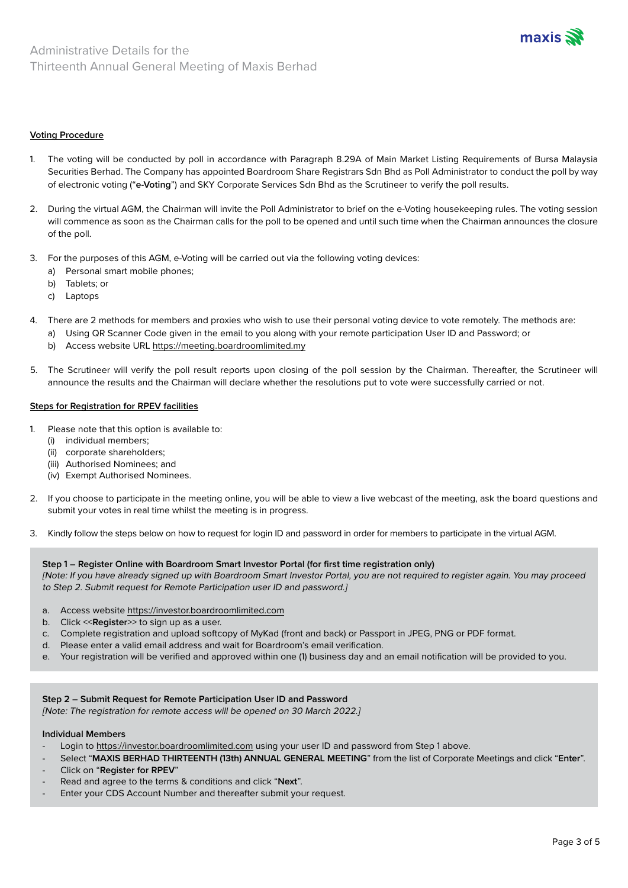**Voting Procedure**

1. The voting will be conducted by poll in accordance with Paragraph 8.29A of Main Market Listing Requirements of Bursa Malaysia Securities Berhad. The Company has appointed Boardroom Share Registrars Sdn Bhd as Poll Administrator to conduct the poll by way of electronic voting ("**e-Voting**") and SKY Corporate Services Sdn Bhd as the Scrutineer to verify the poll results.

2. During the virtual AGM, the Chairman will invite the Poll Administrator to brief on the e-Voting housekeeping rules. The voting session will commence as soon as the Chairman calls for the poll to be opened and until such time when the Chairman announces the closure of the poll.

3. For the purposes of this AGM, e-Voting will be carried out via the following voting devices:
   a) Personal smart mobile phones;
   b) Tablets; or
   c) Laptops

4. There are 2 methods for members and proxies who wish to use their personal voting device to vote remotely. The methods are:
   a) Using QR Scanner Code given in the email to you along with your remote participation User ID and Password; or
   b) Access website URL https://meeting.boardroomlimited.my

5. The Scrutineer will verify the poll result reports upon closing of the poll session by the Chairman. Thereafter, the Scrutineer will announce the results and the Chairman will declare whether the resolutions put to vote were successfully carried or not.

**Steps for Registration for RPEV facilities**

1. Please note that this option is available to:
   (i) individual members;
   (ii) corporate shareholders;
   (iii) Authorised Nominees; and
   (iv) Exempt Authorised Nominees.

2. If you choose to participate in the meeting online, you will be able to view a live webcast of the meeting, ask the board questions and submit your votes in real time whilst the meeting is in progress.

3. Kindly follow the steps below on how to request for login ID and password in order for members to participate in the virtual AGM.

**Step 1 – Register Online with Boardroom Smart Investor Portal (for first time registration only)**
*[Note: If you have already signed up with Boardroom Smart Investor Portal, you are not required to register again. You may proceed to Step 2. Submit request for Remote Participation user ID and password.]*

a. Access website https://investor.boardroomlimited.com
b. Click <<**Register**>> to sign up as a user.
c. Complete registration and upload softcopy of MyKad (front and back) or Passport in JPEG, PNG or PDF format.
d. Please enter a valid email address and wait for Boardroom's email verification.
e. Your registration will be verified and approved within one (1) business day and an email notification will be provided to you.

**Step 2 – Submit Request for Remote Participation User ID and Password**
*[Note: The registration for remote access will be opened on 30 March 2022.]*

**Individual Members**

- Login to https://investor.boardroomlimited.com using your user ID and password from Step 1 above.
- Select "**MAXIS BERHAD THIRTEENTH (13th) ANNUAL GENERAL MEETING**" from the list of Corporate Meetings and click "**Enter**".
- Click on "**Register for RPEV**"
- Read and agree to the terms & conditions and click "**Next**".
- Enter your CDS Account Number and thereafter submit your request.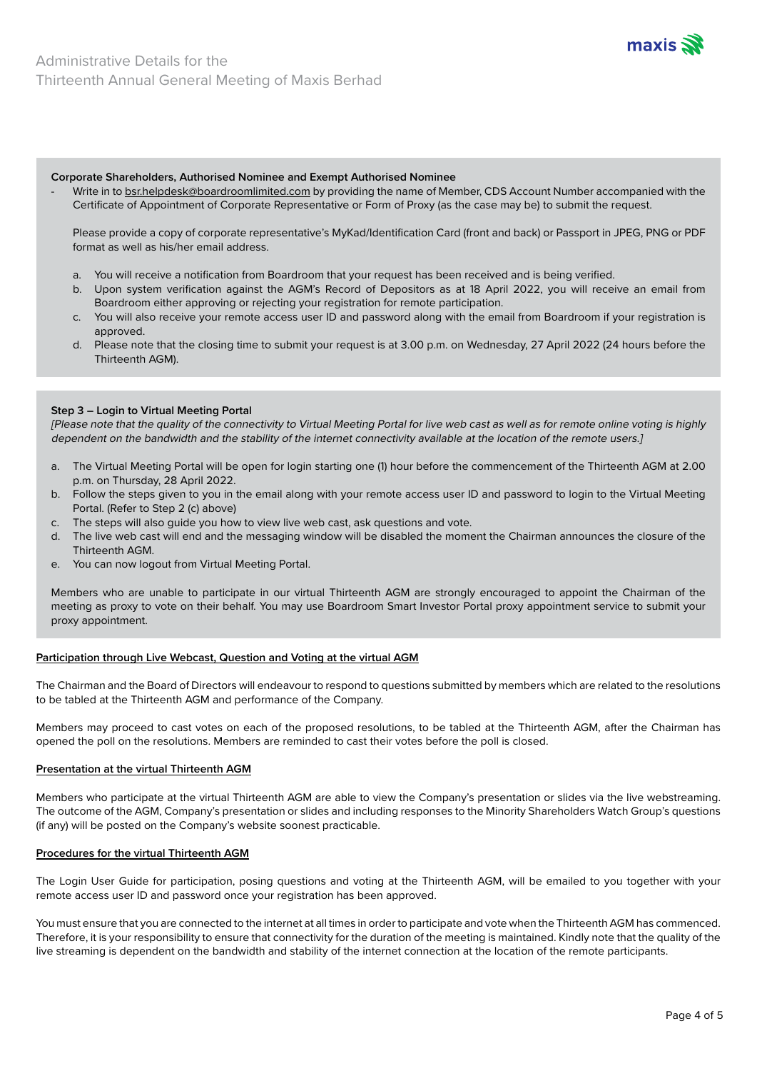**Corporate Shareholders, Authorised Nominee and Exempt Authorised Nominee**

- Write in to bsr.helpdesk@boardroomlimited.com by providing the name of Member, CDS Account Number accompanied with the Certificate of Appointment of Corporate Representative or Form of Proxy (as the case may be) to submit the request.

  Please provide a copy of corporate representative's MyKad/Identification Card (front and back) or Passport in JPEG, PNG or PDF format as well as his/her email address.

  a. You will receive a notification from Boardroom that your request has been received and is being verified.
  b. Upon system verification against the AGM's Record of Depositors as at 18 April 2022, you will receive an email from Boardroom either approving or rejecting your registration for remote participation.
  c. You will also receive your remote access user ID and password along with the email from Boardroom if your registration is approved.
  d. Please note that the closing time to submit your request is at 3.00 p.m. on Wednesday, 27 April 2022 (24 hours before the Thirteenth AGM).

**Step 3 – Login to Virtual Meeting Portal**

*[Please note that the quality of the connectivity to Virtual Meeting Portal for live web cast as well as for remote online voting is highly dependent on the bandwidth and the stability of the internet connectivity available at the location of the remote users.]*

a. The Virtual Meeting Portal will be open for login starting one (1) hour before the commencement of the Thirteenth AGM at 2.00 p.m. on Thursday, 28 April 2022.
b. Follow the steps given to you in the email along with your remote access user ID and password to login to the Virtual Meeting Portal. (Refer to Step 2 (c) above)
c. The steps will also guide you how to view live web cast, ask questions and vote.
d. The live web cast will end and the messaging window will be disabled the moment the Chairman announces the closure of the Thirteenth AGM.
e. You can now logout from Virtual Meeting Portal.

Members who are unable to participate in our virtual Thirteenth AGM are strongly encouraged to appoint the Chairman of the meeting as proxy to vote on their behalf. You may use Boardroom Smart Investor Portal proxy appointment service to submit your proxy appointment.

**Participation through Live Webcast, Question and Voting at the virtual AGM**

The Chairman and the Board of Directors will endeavour to respond to questions submitted by members which are related to the resolutions to be tabled at the Thirteenth AGM and performance of the Company.

Members may proceed to cast votes on each of the proposed resolutions, to be tabled at the Thirteenth AGM, after the Chairman has opened the poll on the resolutions. Members are reminded to cast their votes before the poll is closed.

**Presentation at the virtual Thirteenth AGM**

Members who participate at the virtual Thirteenth AGM are able to view the Company's presentation or slides via the live webstreaming. The outcome of the AGM, Company's presentation or slides and including responses to the Minority Shareholders Watch Group's questions (if any) will be posted on the Company's website soonest practicable.

**Procedures for the virtual Thirteenth AGM**

The Login User Guide for participation, posing questions and voting at the Thirteenth AGM, will be emailed to you together with your remote access user ID and password once your registration has been approved.

You must ensure that you are connected to the internet at all times in order to participate and vote when the Thirteenth AGM has commenced. Therefore, it is your responsibility to ensure that connectivity for the duration of the meeting is maintained. Kindly note that the quality of the live streaming is dependent on the bandwidth and stability of the internet connection at the location of the remote participants.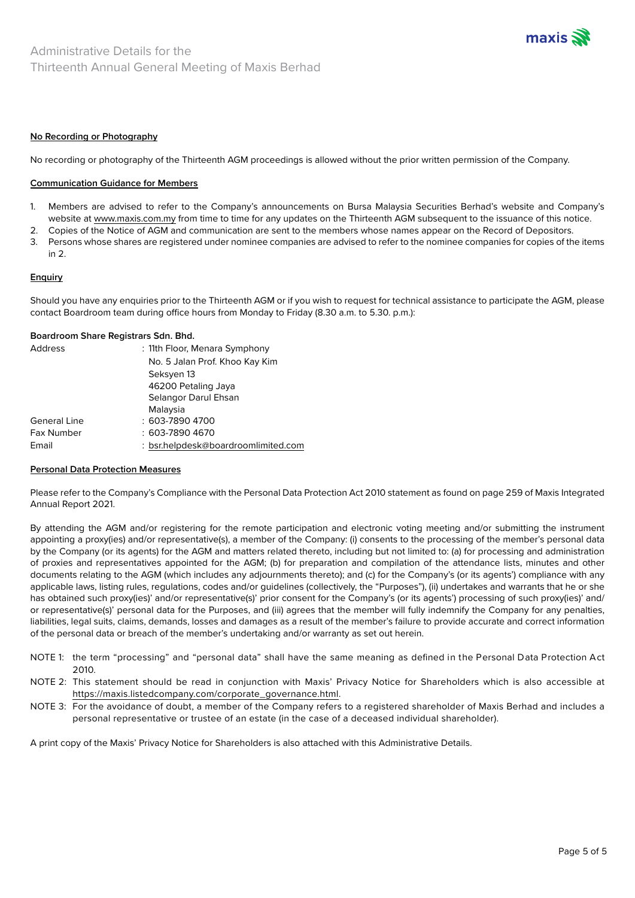## No Recording or Photography

No recording or photography of the Thirteenth AGM proceedings is allowed without the prior written permission of the Company.

## Communication Guidance for Members

1. Members are advised to refer to the Company's announcements on Bursa Malaysia Securities Berhad's website and Company's website at www.maxis.com.my from time to time for any updates on the Thirteenth AGM subsequent to the issuance of this notice.
2. Copies of the Notice of AGM and communication are sent to the members whose names appear on the Record of Depositors.
3. Persons whose shares are registered under nominee companies are advised to refer to the nominee companies for copies of the items in 2.

## Enquiry

Should you have any enquiries prior to the Thirteenth AGM or if you wish to request for technical assistance to participate the AGM, please contact Boardroom team during office hours from Monday to Friday (8.30 a.m. to 5.30. p.m.):

**Boardroom Share Registrars Sdn. Bhd.**

| | |
|---|---|
| Address | : 11th Floor, Menara Symphony<br>No. 5 Jalan Prof. Khoo Kay Kim<br>Seksyen 13<br>46200 Petaling Jaya<br>Selangor Darul Ehsan<br>Malaysia |
| General Line | : 603-7890 4700 |
| Fax Number | : 603-7890 4670 |
| Email | : bsr.helpdesk@boardroomlimited.com |

## Personal Data Protection Measures

Please refer to the Company's Compliance with the Personal Data Protection Act 2010 statement as found on page 259 of Maxis Integrated Annual Report 2021.

By attending the AGM and/or registering for the remote participation and electronic voting meeting and/or submitting the instrument appointing a proxy(ies) and/or representative(s), a member of the Company: (i) consents to the processing of the member's personal data by the Company (or its agents) for the AGM and matters related thereto, including but not limited to: (a) for processing and administration of proxies and representatives appointed for the AGM; (b) for preparation and compilation of the attendance lists, minutes and other documents relating to the AGM (which includes any adjournments thereto); and (c) for the Company's (or its agents') compliance with any applicable laws, listing rules, regulations, codes and/or guidelines (collectively, the "Purposes"), (ii) undertakes and warrants that he or she has obtained such proxy(ies)' and/or representative(s)' prior consent for the Company's (or its agents') processing of such proxy(ies)' and/or representative(s)' personal data for the Purposes, and (iii) agrees that the member will fully indemnify the Company for any penalties, liabilities, legal suits, claims, demands, losses and damages as a result of the member's failure to provide accurate and correct information of the personal data or breach of the member's undertaking and/or warranty as set out herein.

NOTE 1: the term "processing" and "personal data" shall have the same meaning as defined in the Personal Data Protection Act 2010.

NOTE 2: This statement should be read in conjunction with Maxis' Privacy Notice for Shareholders which is also accessible at https://maxis.listedcompany.com/corporate_governance.html.

NOTE 3: For the avoidance of doubt, a member of the Company refers to a registered shareholder of Maxis Berhad and includes a personal representative or trustee of an estate (in the case of a deceased individual shareholder).

A print copy of the Maxis' Privacy Notice for Shareholders is also attached with this Administrative Details.